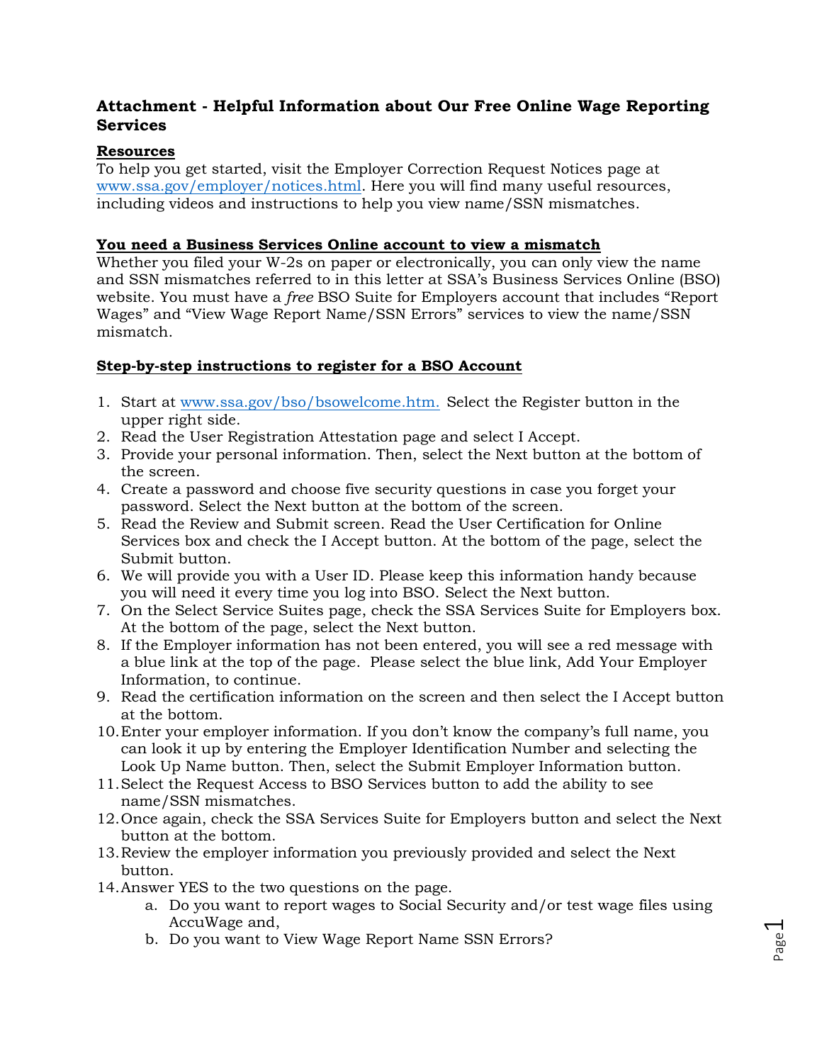## Attachment - Helpful Information about Our Free Online Wage Reporting Services

**Resources**

To help you get started, visit the Employer Correction Request Notices page at www.ssa.gov/employer/notices.html. Here you will find many useful resources, including videos and instructions to help you view name/SSN mismatches.

**You need a Business Services Online account to view a mismatch**

Whether you filed your W-2s on paper or electronically, you can only view the name and SSN mismatches referred to in this letter at SSA's Business Services Online (BSO) website. You must have a *free* BSO Suite for Employers account that includes "Report Wages" and "View Wage Report Name/SSN Errors" services to view the name/SSN mismatch.

**Step-by-step instructions to register for a BSO Account**

1. Start at www.ssa.gov/bso/bsowelcome.htm. Select the Register button in the upper right side.
2. Read the User Registration Attestation page and select I Accept.
3. Provide your personal information. Then, select the Next button at the bottom of the screen.
4. Create a password and choose five security questions in case you forget your password. Select the Next button at the bottom of the screen.
5. Read the Review and Submit screen. Read the User Certification for Online Services box and check the I Accept button. At the bottom of the page, select the Submit button.
6. We will provide you with a User ID. Please keep this information handy because you will need it every time you log into BSO. Select the Next button.
7. On the Select Service Suites page, check the SSA Services Suite for Employers box. At the bottom of the page, select the Next button.
8. If the Employer information has not been entered, you will see a red message with a blue link at the top of the page. Please select the blue link, Add Your Employer Information, to continue.
9. Read the certification information on the screen and then select the I Accept button at the bottom.
10. Enter your employer information. If you don't know the company's full name, you can look it up by entering the Employer Identification Number and selecting the Look Up Name button. Then, select the Submit Employer Information button.
11. Select the Request Access to BSO Services button to add the ability to see name/SSN mismatches.
12. Once again, check the SSA Services Suite for Employers button and select the Next button at the bottom.
13. Review the employer information you previously provided and select the Next button.
14. Answer YES to the two questions on the page.
    a. Do you want to report wages to Social Security and/or test wage files using AccuWage and,
    b. Do you want to View Wage Report Name SSN Errors?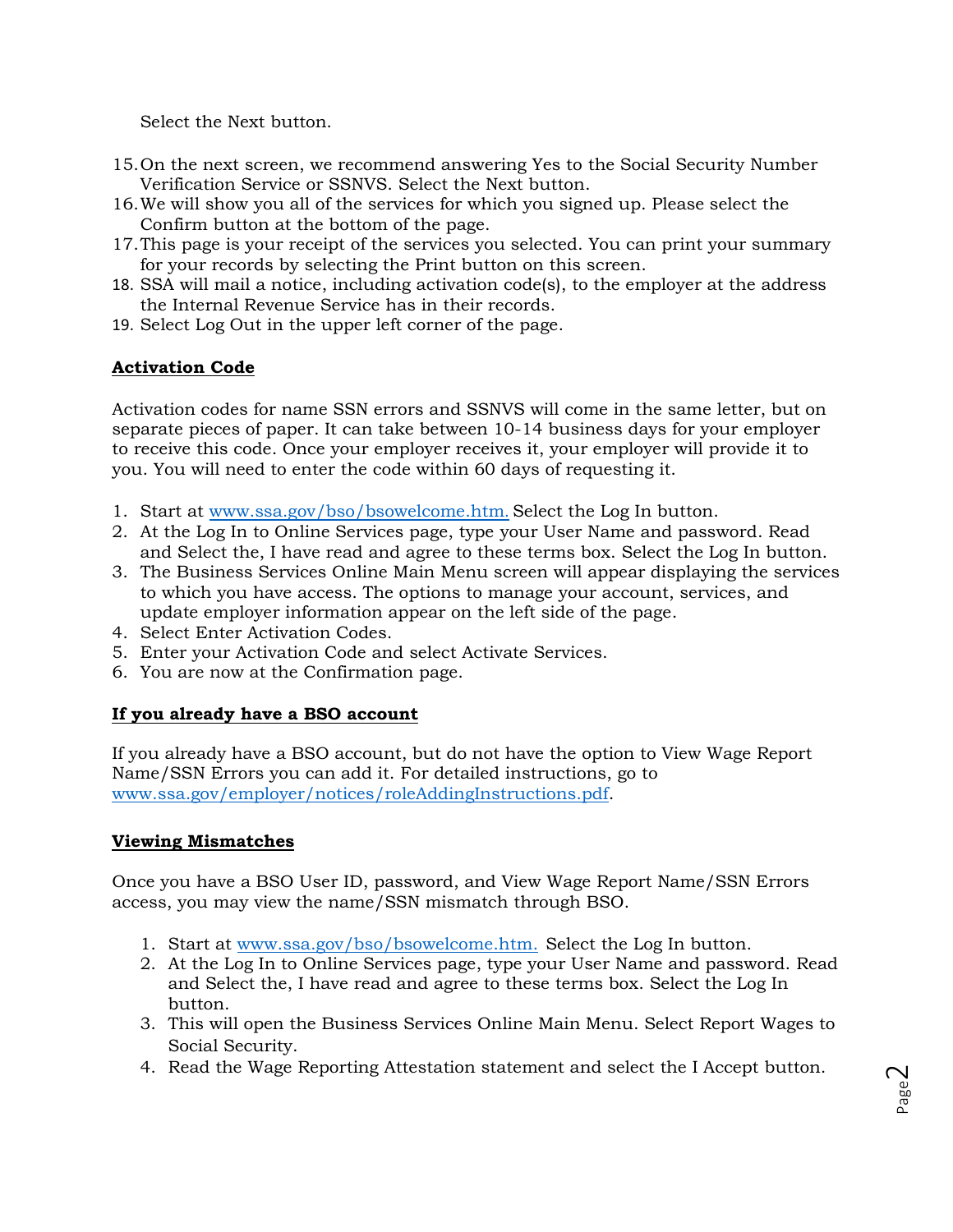Select the Next button.

15. On the next screen, we recommend answering Yes to the Social Security Number Verification Service or SSNVS. Select the Next button.
16. We will show you all of the services for which you signed up. Please select the Confirm button at the bottom of the page.
17. This page is your receipt of the services you selected. You can print your summary for your records by selecting the Print button on this screen.
18. SSA will mail a notice, including activation code(s), to the employer at the address the Internal Revenue Service has in their records.
19. Select Log Out in the upper left corner of the page.

**Activation Code**

Activation codes for name SSN errors and SSNVS will come in the same letter, but on separate pieces of paper. It can take between 10-14 business days for your employer to receive this code. Once your employer receives it, your employer will provide it to you. You will need to enter the code within 60 days of requesting it.

1. Start at www.ssa.gov/bso/bsowelcome.htm. Select the Log In button.
2. At the Log In to Online Services page, type your User Name and password. Read and Select the, I have read and agree to these terms box. Select the Log In button.
3. The Business Services Online Main Menu screen will appear displaying the services to which you have access. The options to manage your account, services, and update employer information appear on the left side of the page.
4. Select Enter Activation Codes.
5. Enter your Activation Code and select Activate Services.
6. You are now at the Confirmation page.

**If you already have a BSO account**

If you already have a BSO account, but do not have the option to View Wage Report Name/SSN Errors you can add it. For detailed instructions, go to www.ssa.gov/employer/notices/roleAddingInstructions.pdf.

**Viewing Mismatches**

Once you have a BSO User ID, password, and View Wage Report Name/SSN Errors access, you may view the name/SSN mismatch through BSO.

1. Start at www.ssa.gov/bso/bsowelcome.htm. Select the Log In button.
2. At the Log In to Online Services page, type your User Name and password. Read and Select the, I have read and agree to these terms box. Select the Log In button.
3. This will open the Business Services Online Main Menu. Select Report Wages to Social Security.
4. Read the Wage Reporting Attestation statement and select the I Accept button.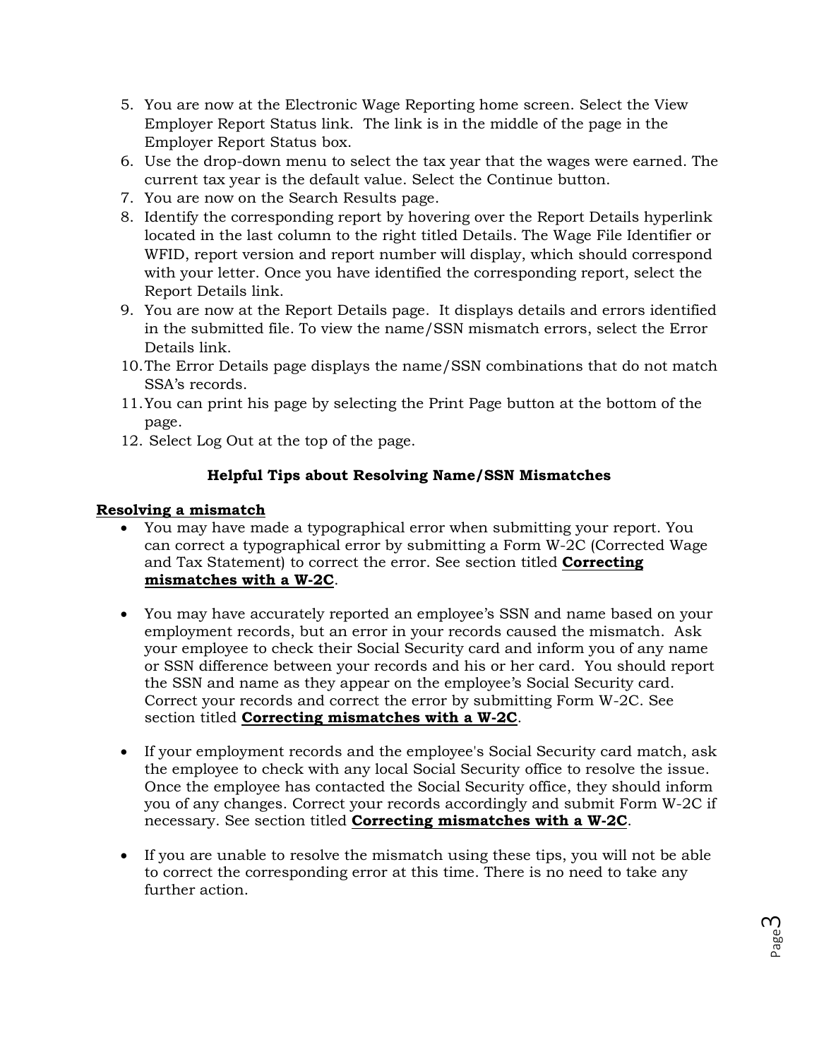5. You are now at the Electronic Wage Reporting home screen. Select the View Employer Report Status link. The link is in the middle of the page in the Employer Report Status box.
6. Use the drop-down menu to select the tax year that the wages were earned. The current tax year is the default value. Select the Continue button.
7. You are now on the Search Results page.
8. Identify the corresponding report by hovering over the Report Details hyperlink located in the last column to the right titled Details. The Wage File Identifier or WFID, report version and report number will display, which should correspond with your letter. Once you have identified the corresponding report, select the Report Details link.
9. You are now at the Report Details page. It displays details and errors identified in the submitted file. To view the name/SSN mismatch errors, select the Error Details link.
10. The Error Details page displays the name/SSN combinations that do not match SSA's records.
11. You can print his page by selecting the Print Page button at the bottom of the page.
12. Select Log Out at the top of the page.

## Helpful Tips about Resolving Name/SSN Mismatches

### Resolving a mismatch

- You may have made a typographical error when submitting your report. You can correct a typographical error by submitting a Form W-2C (Corrected Wage and Tax Statement) to correct the error. See section titled **Correcting mismatches with a W-2C**.

- You may have accurately reported an employee's SSN and name based on your employment records, but an error in your records caused the mismatch. Ask your employee to check their Social Security card and inform you of any name or SSN difference between your records and his or her card. You should report the SSN and name as they appear on the employee's Social Security card. Correct your records and correct the error by submitting Form W-2C. See section titled **Correcting mismatches with a W-2C**.

- If your employment records and the employee's Social Security card match, ask the employee to check with any local Social Security office to resolve the issue. Once the employee has contacted the Social Security office, they should inform you of any changes. Correct your records accordingly and submit Form W-2C if necessary. See section titled **Correcting mismatches with a W-2C**.

- If you are unable to resolve the mismatch using these tips, you will not be able to correct the corresponding error at this time. There is no need to take any further action.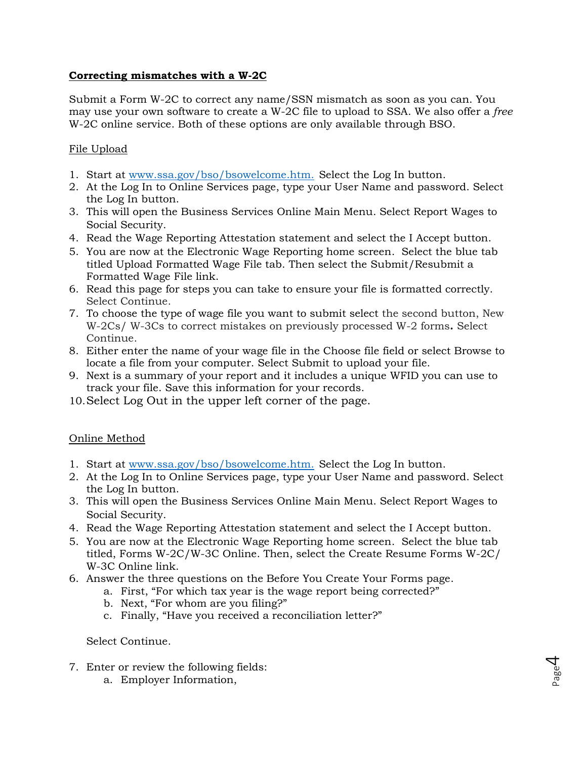**Correcting mismatches with a W-2C**

Submit a Form W-2C to correct any name/SSN mismatch as soon as you can. You may use your own software to create a W-2C file to upload to SSA. We also offer a *free* W-2C online service. Both of these options are only available through BSO.

File Upload

1. Start at [www.ssa.gov/bso/bsowelcome.htm.](www.ssa.gov/bso/bsowelcome.htm) Select the Log In button.
2. At the Log In to Online Services page, type your User Name and password. Select the Log In button.
3. This will open the Business Services Online Main Menu. Select Report Wages to Social Security.
4. Read the Wage Reporting Attestation statement and select the I Accept button.
5. You are now at the Electronic Wage Reporting home screen. Select the blue tab titled Upload Formatted Wage File tab. Then select the Submit/Resubmit a Formatted Wage File link.
6. Read this page for steps you can take to ensure your file is formatted correctly. Select Continue.
7. To choose the type of wage file you want to submit select the second button, New W-2Cs/ W-3Cs to correct mistakes on previously processed W-2 forms**.** Select Continue.
8. Either enter the name of your wage file in the Choose file field or select Browse to locate a file from your computer. Select Submit to upload your file.
9. Next is a summary of your report and it includes a unique WFID you can use to track your file. Save this information for your records.
10. Select Log Out in the upper left corner of the page.

Online Method

1. Start at [www.ssa.gov/bso/bsowelcome.htm.](www.ssa.gov/bso/bsowelcome.htm) Select the Log In button.
2. At the Log In to Online Services page, type your User Name and password. Select the Log In button.
3. This will open the Business Services Online Main Menu. Select Report Wages to Social Security.
4. Read the Wage Reporting Attestation statement and select the I Accept button.
5. You are now at the Electronic Wage Reporting home screen. Select the blue tab titled, Forms W-2C/W-3C Online. Then, select the Create Resume Forms W-2C/ W-3C Online link.
6. Answer the three questions on the Before You Create Your Forms page.
    a. First, "For which tax year is the wage report being corrected?"
    b. Next, "For whom are you filing?"
    c. Finally, "Have you received a reconciliation letter?"

    Select Continue.

7. Enter or review the following fields:
    a. Employer Information,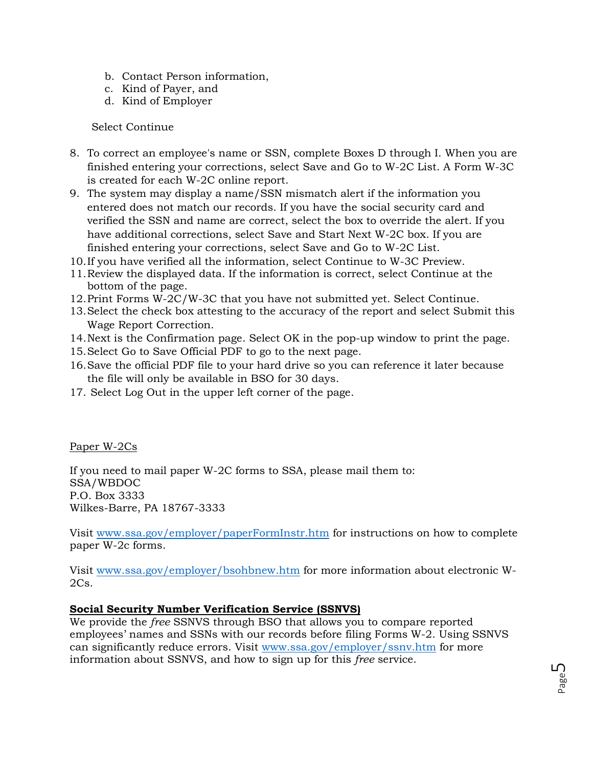b. Contact Person information,
   c. Kind of Payer, and
   d. Kind of Employer

   Select Continue

8. To correct an employee's name or SSN, complete Boxes D through I. When you are finished entering your corrections, select Save and Go to W-2C List. A Form W-3C is created for each W-2C online report.
9. The system may display a name/SSN mismatch alert if the information you entered does not match our records. If you have the social security card and verified the SSN and name are correct, select the box to override the alert. If you have additional corrections, select Save and Start Next W-2C box. If you are finished entering your corrections, select Save and Go to W-2C List.
10. If you have verified all the information, select Continue to W-3C Preview.
11. Review the displayed data. If the information is correct, select Continue at the bottom of the page.
12. Print Forms W-2C/W-3C that you have not submitted yet. Select Continue.
13. Select the check box attesting to the accuracy of the report and select Submit this Wage Report Correction.
14. Next is the Confirmation page. Select OK in the pop-up window to print the page.
15. Select Go to Save Official PDF to go to the next page.
16. Save the official PDF file to your hard drive so you can reference it later because the file will only be available in BSO for 30 days.
17. Select Log Out in the upper left corner of the page.

Paper W-2Cs

If you need to mail paper W-2C forms to SSA, please mail them to:
SSA/WBDOC
P.O. Box 3333
Wilkes-Barre, PA 18767-3333

Visit www.ssa.gov/employer/paperFormInstr.htm for instructions on how to complete paper W-2c forms.

Visit www.ssa.gov/employer/bsohbnew.htm for more information about electronic W-2Cs.

**Social Security Number Verification Service (SSNVS)**

We provide the *free* SSNVS through BSO that allows you to compare reported employees' names and SSNs with our records before filing Forms W-2. Using SSNVS can significantly reduce errors. Visit www.ssa.gov/employer/ssnv.htm for more information about SSNVS, and how to sign up for this *free* service.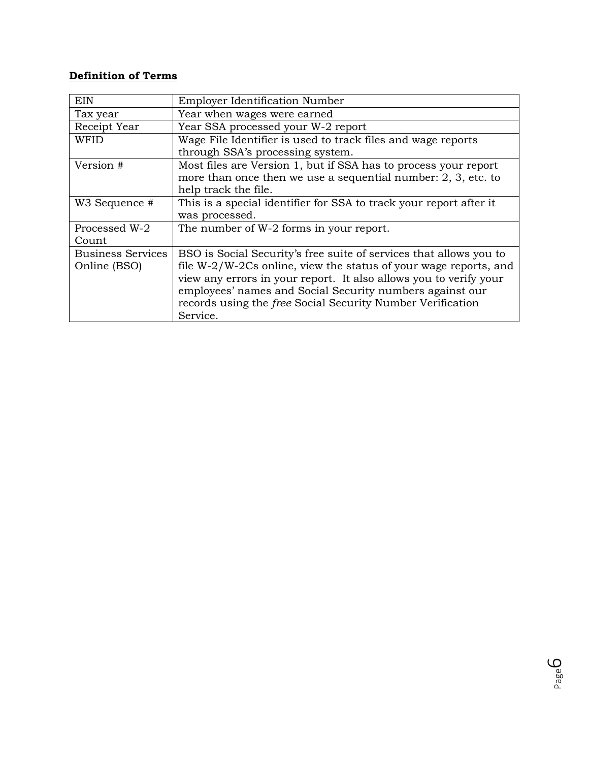**Definition of Terms**

| | |
|---|---|
| EIN | Employer Identification Number |
| Tax year | Year when wages were earned |
| Receipt Year | Year SSA processed your W-2 report |
| WFID | Wage File Identifier is used to track files and wage reports through SSA's processing system. |
| Version # | Most files are Version 1, but if SSA has to process your report more than once then we use a sequential number: 2, 3, etc. to help track the file. |
| W3 Sequence # | This is a special identifier for SSA to track your report after it was processed. |
| Processed W-2 Count | The number of W-2 forms in your report. |
| Business Services Online (BSO) | BSO is Social Security's free suite of services that allows you to file W-2/W-2Cs online, view the status of your wage reports, and view any errors in your report. It also allows you to verify your employees' names and Social Security numbers against our records using the *free* Social Security Number Verification Service. |